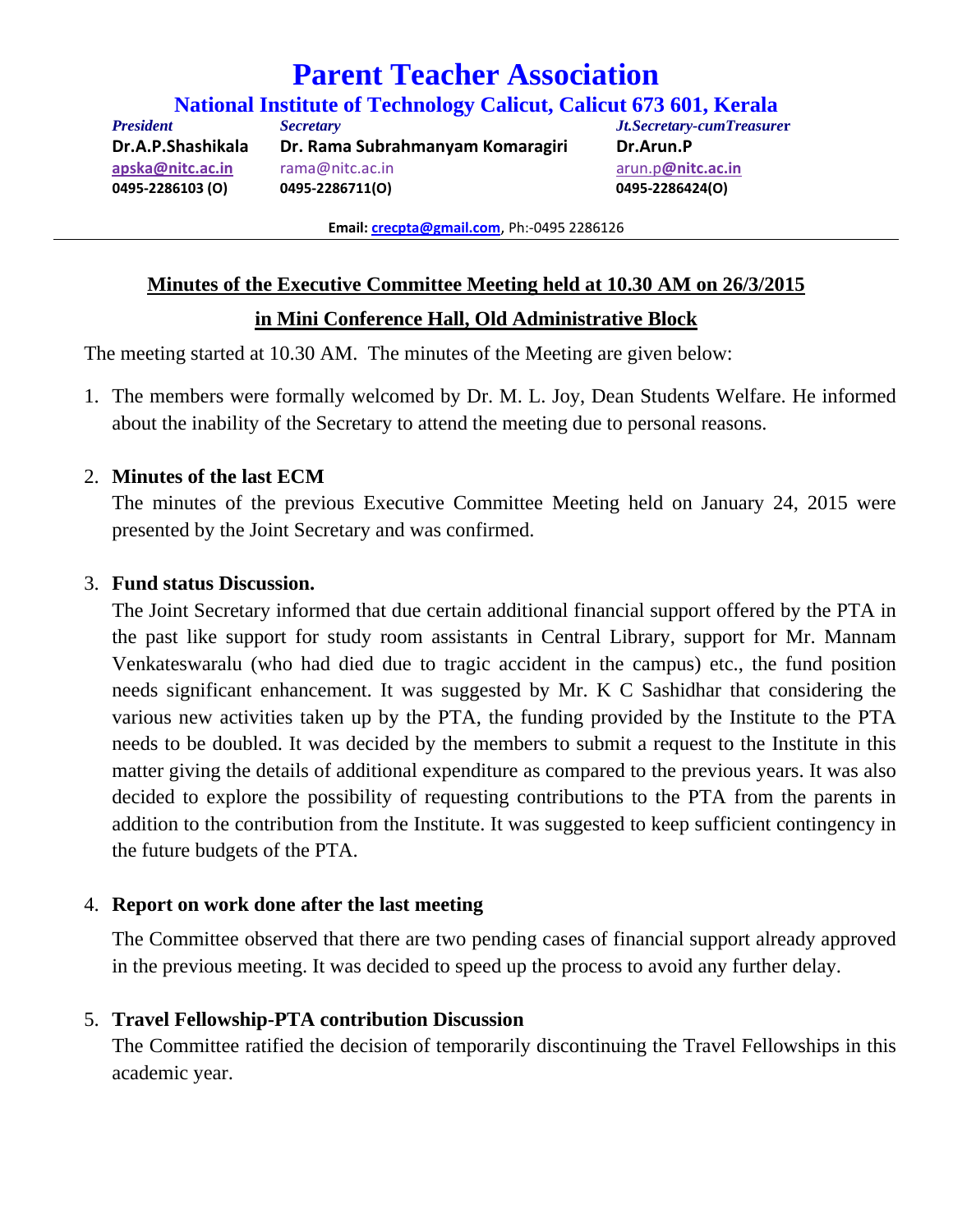# Parent Teacher Association

## National Institute of Technology Calicut, Calicut 673 601, Kerala

| *President* | *Secretary* | *Jt.Secretary-cumTreasurer* |
|---|---|---|
| **Dr.A.P.Shashikala** | **Dr. Rama Subrahmanyam Komaragiri** | **Dr.Arun.P** |
| apska@nitc.ac.in | rama@nitc.ac.in | arun.p@nitc.ac.in |
| 0495-2286103 (O) | 0495-2286711(O) | 0495-2286424(O) |

**Email:** crecpta@gmail.com, Ph:-0495 2286126

---

**Minutes of the Executive Committee Meeting held at 10.30 AM on 26/3/2015**

**in Mini Conference Hall, Old Administrative Block**

The meeting started at 10.30 AM. The minutes of the Meeting are given below:

1. The members were formally welcomed by Dr. M. L. Joy, Dean Students Welfare. He informed about the inability of the Secretary to attend the meeting due to personal reasons.

2. **Minutes of the last ECM**
   The minutes of the previous Executive Committee Meeting held on January 24, 2015 were presented by the Joint Secretary and was confirmed.

3. **Fund status Discussion.**
   The Joint Secretary informed that due certain additional financial support offered by the PTA in the past like support for study room assistants in Central Library, support for Mr. Mannam Venkateswaralu (who had died due to tragic accident in the campus) etc., the fund position needs significant enhancement. It was suggested by Mr. K C Sashidhar that considering the various new activities taken up by the PTA, the funding provided by the Institute to the PTA needs to be doubled. It was decided by the members to submit a request to the Institute in this matter giving the details of additional expenditure as compared to the previous years. It was also decided to explore the possibility of requesting contributions to the PTA from the parents in addition to the contribution from the Institute. It was suggested to keep sufficient contingency in the future budgets of the PTA.

4. **Report on work done after the last meeting**
   The Committee observed that there are two pending cases of financial support already approved in the previous meeting. It was decided to speed up the process to avoid any further delay.

5. **Travel Fellowship-PTA contribution Discussion**
   The Committee ratified the decision of temporarily discontinuing the Travel Fellowships in this academic year.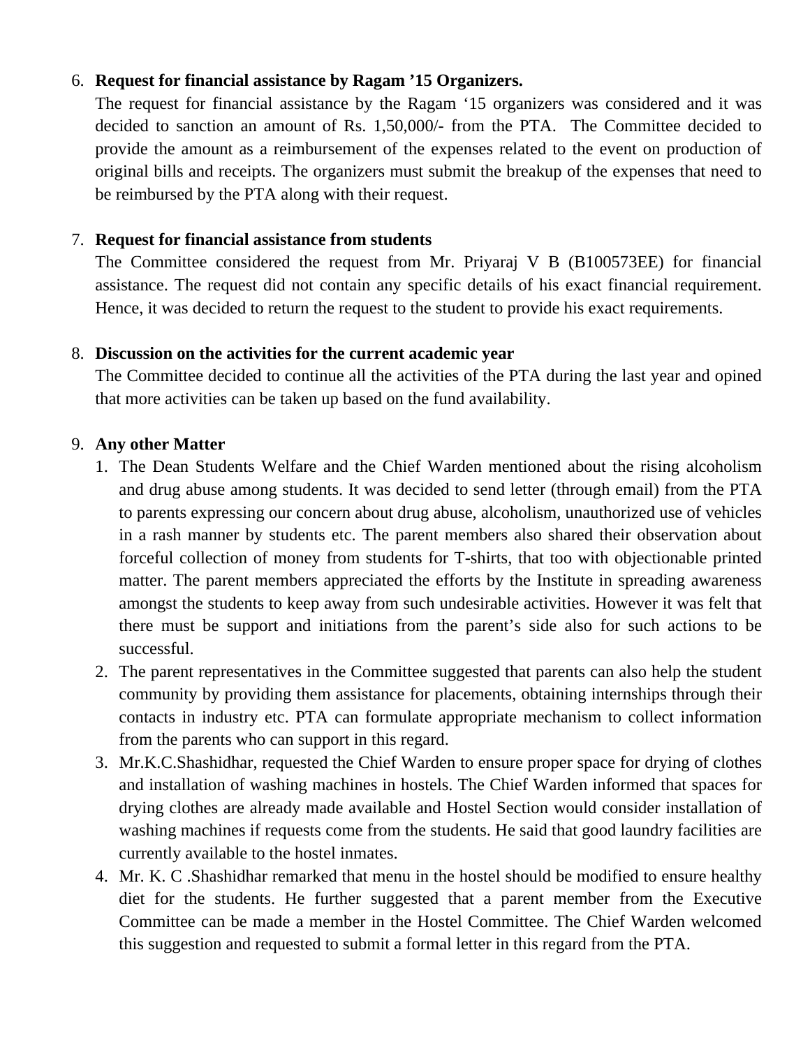6. **Request for financial assistance by Ragam ’15 Organizers.**

   The request for financial assistance by the Ragam ‘15 organizers was considered and it was decided to sanction an amount of Rs. 1,50,000/- from the PTA. The Committee decided to provide the amount as a reimbursement of the expenses related to the event on production of original bills and receipts. The organizers must submit the breakup of the expenses that need to be reimbursed by the PTA along with their request.

7. **Request for financial assistance from students**

   The Committee considered the request from Mr. Priyaraj V B (B100573EE) for financial assistance. The request did not contain any specific details of his exact financial requirement. Hence, it was decided to return the request to the student to provide his exact requirements.

8. **Discussion on the activities for the current academic year**

   The Committee decided to continue all the activities of the PTA during the last year and opined that more activities can be taken up based on the fund availability.

9. **Any other Matter**

   1. The Dean Students Welfare and the Chief Warden mentioned about the rising alcoholism and drug abuse among students. It was decided to send letter (through email) from the PTA to parents expressing our concern about drug abuse, alcoholism, unauthorized use of vehicles in a rash manner by students etc. The parent members also shared their observation about forceful collection of money from students for T-shirts, that too with objectionable printed matter. The parent members appreciated the efforts by the Institute in spreading awareness amongst the students to keep away from such undesirable activities. However it was felt that there must be support and initiations from the parent’s side also for such actions to be successful.
   2. The parent representatives in the Committee suggested that parents can also help the student community by providing them assistance for placements, obtaining internships through their contacts in industry etc. PTA can formulate appropriate mechanism to collect information from the parents who can support in this regard.
   3. Mr.K.C.Shashidhar, requested the Chief Warden to ensure proper space for drying of clothes and installation of washing machines in hostels. The Chief Warden informed that spaces for drying clothes are already made available and Hostel Section would consider installation of washing machines if requests come from the students. He said that good laundry facilities are currently available to the hostel inmates.
   4. Mr. K. C .Shashidhar remarked that menu in the hostel should be modified to ensure healthy diet for the students. He further suggested that a parent member from the Executive Committee can be made a member in the Hostel Committee. The Chief Warden welcomed this suggestion and requested to submit a formal letter in this regard from the PTA.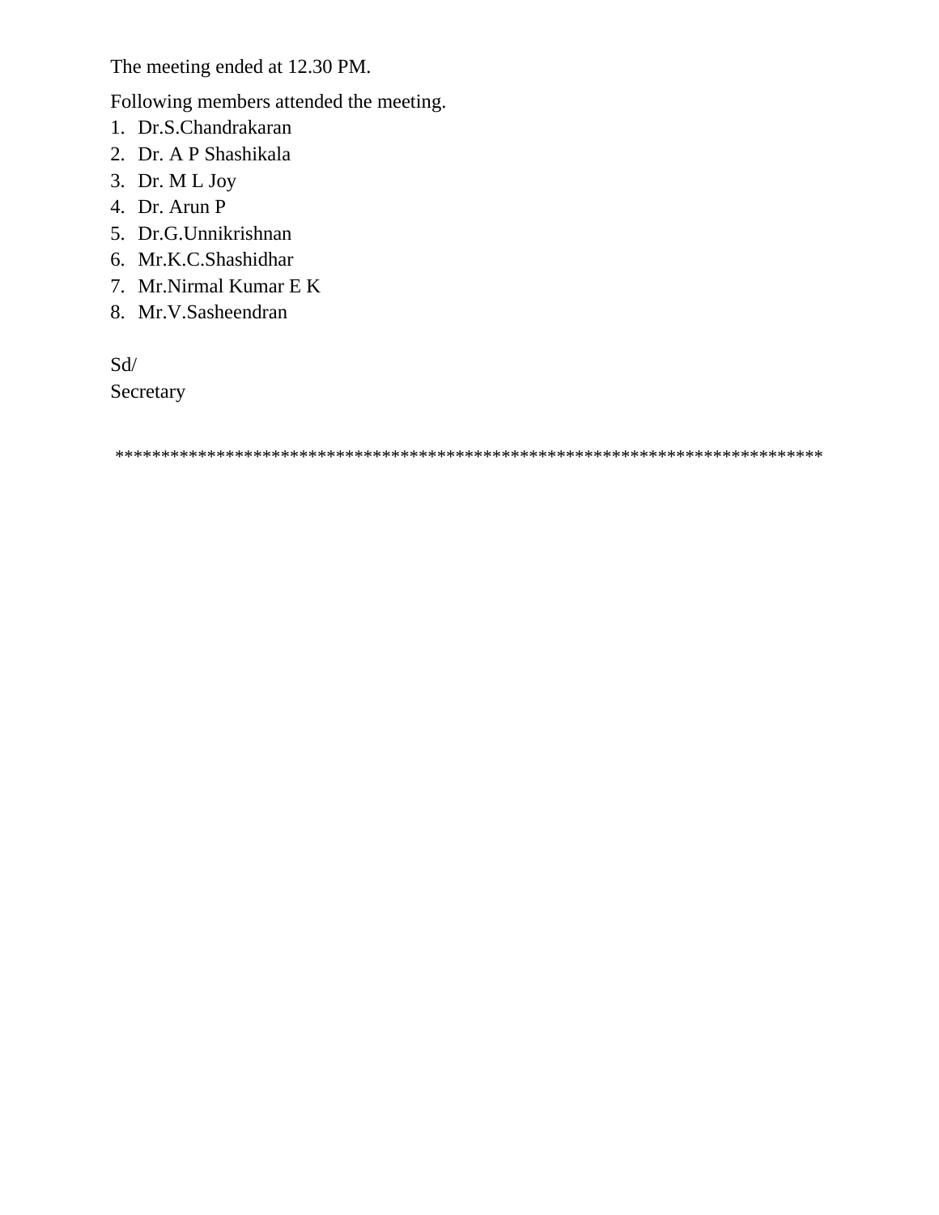The meeting ended at 12.30 PM.

Following members attended the meeting.

1. Dr.S.Chandrakaran
2. Dr. A P Shashikala
3. Dr. M L Joy
4. Dr. Arun P
5. Dr.G.Unnikrishnan
6. Mr.K.C.Shashidhar
7. Mr.Nirmal Kumar E K
8. Mr.V.Sasheendran

Sd/
Secretary

*****************************************************************************